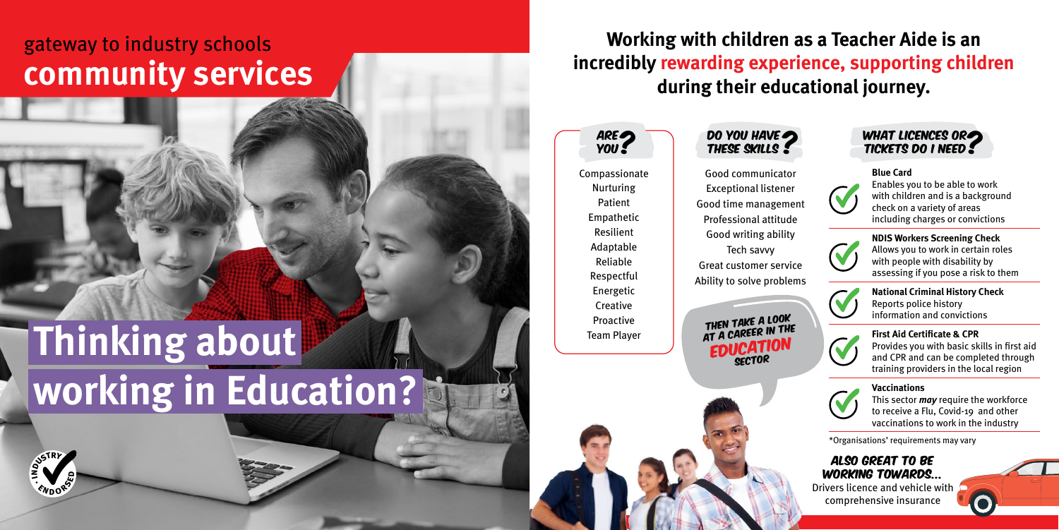# gateway to industry schools
## community services

# Thinking about working in Education?

**Working with children as a Teacher Aide is an incredibly rewarding experience, supporting children during their educational journey.**

### ARE YOU?

- Compassionate
- Nurturing
- Patient
- Empathetic
- Resilient
- Adaptable
- Reliable
- Respectful
- Energetic
- Creative
- Proactive
- Team Player

### DO YOU HAVE THESE SKILLS?

- Good communicator
- Exceptional listener
- Good time management
- Professional attitude
- Good writing ability
- Tech savvy
- Great customer service
- Ability to solve problems

THEN TAKE A LOOK AT A CAREER IN THE **EDUCATION** SECTOR

### WHAT LICENCES OR TICKETS DO I NEED?

**Blue Card**
Enables you to be able to work with children and is a background check on a variety of areas including charges or convictions

**NDIS Workers Screening Check**
Allows you to work in certain roles with people with disability by assessing if you pose a risk to them

**National Criminal History Check**
Reports police history information and convictions

**First Aid Certificate & CPR**
Provides you with basic skills in first aid and CPR and can be completed through training providers in the local region

**Vaccinations**
This sector ***may*** require the workforce to receive a Flu, Covid-19 and other vaccinations to work in the industry

*Organisations' requirements may vary

### ALSO GREAT TO BE WORKING TOWARDS...

Drivers licence and vehicle with comprehensive insurance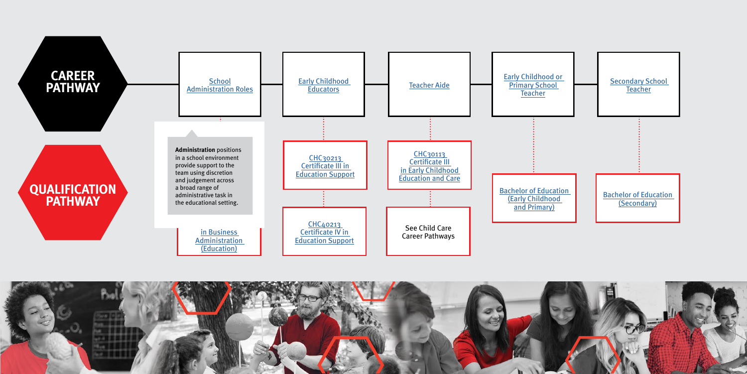**CAREER PATHWAY**

- School Administration Roles
- Early Childhood Educators
- Teacher Aide
- Early Childhood or Primary School Teacher
- Secondary School Teacher

**QUALIFICATION PATHWAY**

- **Administration** positions in a school environment provide support to the team using discretion and judgement across a broad range of administrative task in the educational setting.
- in Business Administration (Education)
- CHC30213 Certificate III in Education Support
- CHC40213 Certificate IV in Education Support
- CHC30113 Certificate III in Early Childhood Education and Care
- See Child Care Career Pathways
- Bachelor of Education (Early Childhood and Primary)
- Bachelor of Education (Secondary)